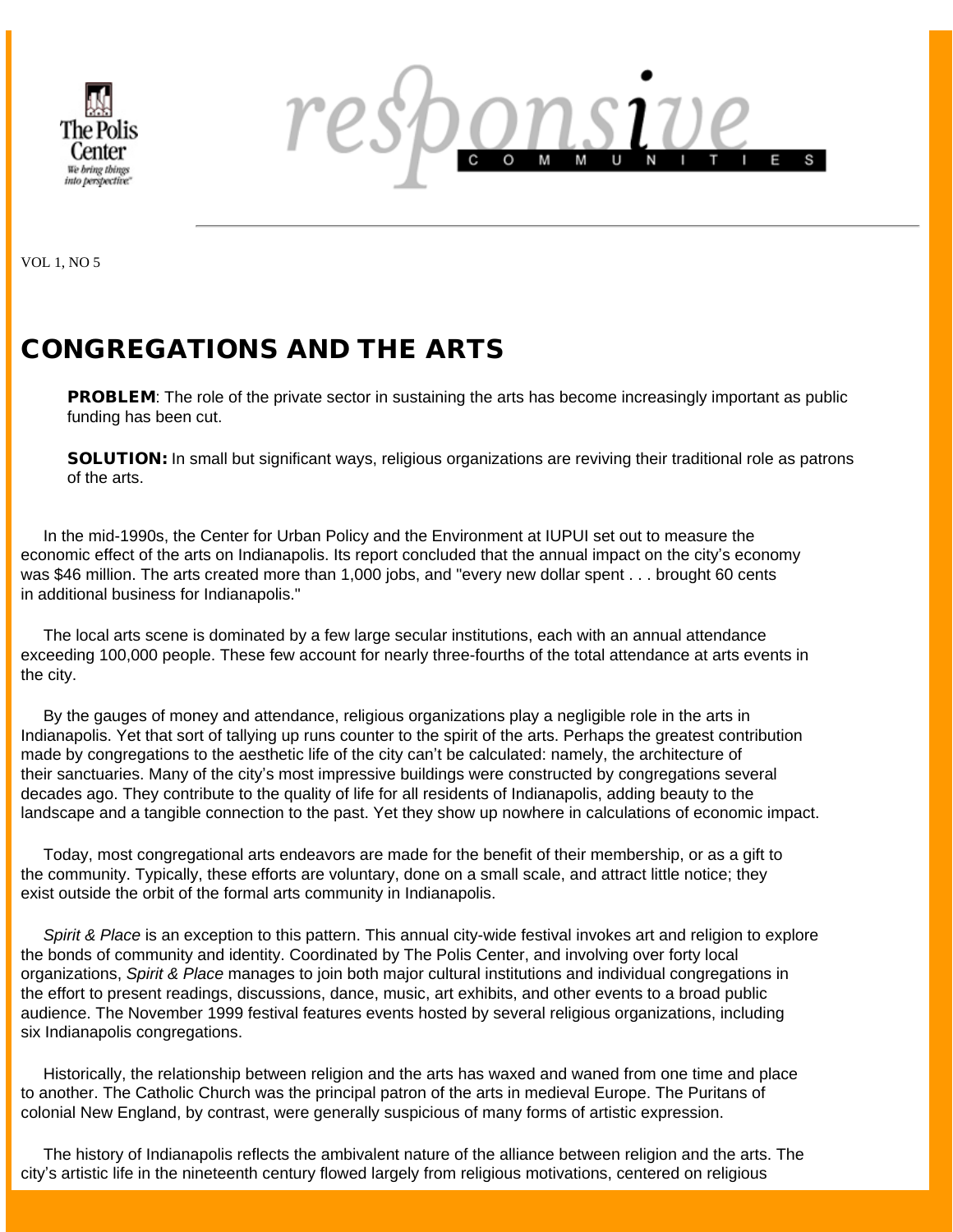The Polis Center

We bring things into perspective.

# responsive COMMUNITIES

VOL 1, NO 5

## CONGREGATIONS AND THE ARTS

**PROBLEM**: The role of the private sector in sustaining the arts has become increasingly important as public funding has been cut.

**SOLUTION:** In small but significant ways, religious organizations are reviving their traditional role as patrons of the arts.

In the mid-1990s, the Center for Urban Policy and the Environment at IUPUI set out to measure the economic effect of the arts on Indianapolis. Its report concluded that the annual impact on the city's economy was $46 million. The arts created more than 1,000 jobs, and "every new dollar spent . . . brought 60 cents in additional business for Indianapolis."

The local arts scene is dominated by a few large secular institutions, each with an annual attendance exceeding 100,000 people. These few account for nearly three-fourths of the total attendance at arts events in the city.

By the gauges of money and attendance, religious organizations play a negligible role in the arts in Indianapolis. Yet that sort of tallying up runs counter to the spirit of the arts. Perhaps the greatest contribution made by congregations to the aesthetic life of the city can't be calculated: namely, the architecture of their sanctuaries. Many of the city's most impressive buildings were constructed by congregations several decades ago. They contribute to the quality of life for all residents of Indianapolis, adding beauty to the landscape and a tangible connection to the past. Yet they show up nowhere in calculations of economic impact.

Today, most congregational arts endeavors are made for the benefit of their membership, or as a gift to the community. Typically, these efforts are voluntary, done on a small scale, and attract little notice; they exist outside the orbit of the formal arts community in Indianapolis.

*Spirit & Place* is an exception to this pattern. This annual city-wide festival invokes art and religion to explore the bonds of community and identity. Coordinated by The Polis Center, and involving over forty local organizations, *Spirit & Place* manages to join both major cultural institutions and individual congregations in the effort to present readings, discussions, dance, music, art exhibits, and other events to a broad public audience. The November 1999 festival features events hosted by several religious organizations, including six Indianapolis congregations.

Historically, the relationship between religion and the arts has waxed and waned from one time and place to another. The Catholic Church was the principal patron of the arts in medieval Europe. The Puritans of colonial New England, by contrast, were generally suspicious of many forms of artistic expression.

The history of Indianapolis reflects the ambivalent nature of the alliance between religion and the arts. The city's artistic life in the nineteenth century flowed largely from religious motivations, centered on religious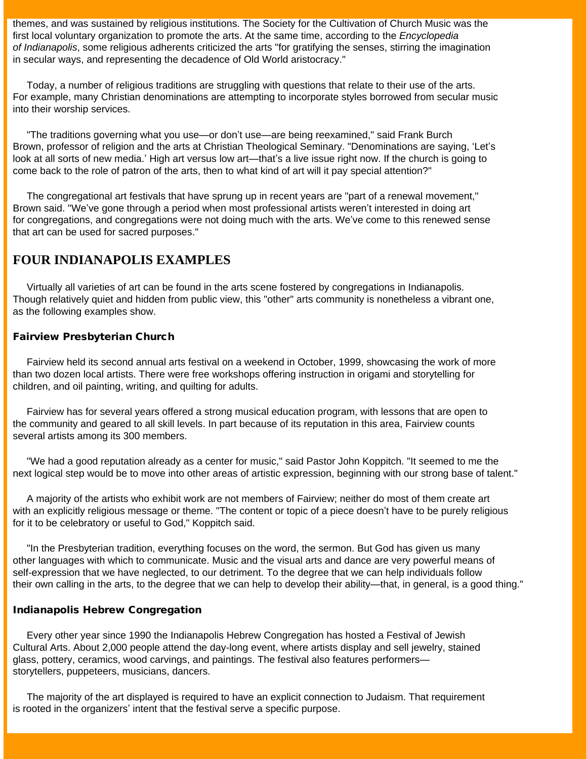themes, and was sustained by religious institutions. The Society for the Cultivation of Church Music was the first local voluntary organization to promote the arts. At the same time, according to the *Encyclopedia of Indianapolis*, some religious adherents criticized the arts "for gratifying the senses, stirring the imagination in secular ways, and representing the decadence of Old World aristocracy."

Today, a number of religious traditions are struggling with questions that relate to their use of the arts. For example, many Christian denominations are attempting to incorporate styles borrowed from secular music into their worship services.

"The traditions governing what you use—or don't use—are being reexamined," said Frank Burch Brown, professor of religion and the arts at Christian Theological Seminary. "Denominations are saying, 'Let's look at all sorts of new media.' High art versus low art—that's a live issue right now. If the church is going to come back to the role of patron of the arts, then to what kind of art will it pay special attention?"

The congregational art festivals that have sprung up in recent years are "part of a renewal movement," Brown said. "We've gone through a period when most professional artists weren't interested in doing art for congregations, and congregations were not doing much with the arts. We've come to this renewed sense that art can be used for sacred purposes."

## FOUR INDIANAPOLIS EXAMPLES

Virtually all varieties of art can be found in the arts scene fostered by congregations in Indianapolis. Though relatively quiet and hidden from public view, this "other" arts community is nonetheless a vibrant one, as the following examples show.

### Fairview Presbyterian Church

Fairview held its second annual arts festival on a weekend in October, 1999, showcasing the work of more than two dozen local artists. There were free workshops offering instruction in origami and storytelling for children, and oil painting, writing, and quilting for adults.

Fairview has for several years offered a strong musical education program, with lessons that are open to the community and geared to all skill levels. In part because of its reputation in this area, Fairview counts several artists among its 300 members.

"We had a good reputation already as a center for music," said Pastor John Koppitch. "It seemed to me the next logical step would be to move into other areas of artistic expression, beginning with our strong base of talent."

A majority of the artists who exhibit work are not members of Fairview; neither do most of them create art with an explicitly religious message or theme. "The content or topic of a piece doesn't have to be purely religious for it to be celebratory or useful to God," Koppitch said.

"In the Presbyterian tradition, everything focuses on the word, the sermon. But God has given us many other languages with which to communicate. Music and the visual arts and dance are very powerful means of self-expression that we have neglected, to our detriment. To the degree that we can help individuals follow their own calling in the arts, to the degree that we can help to develop their ability—that, in general, is a good thing."

### Indianapolis Hebrew Congregation

Every other year since 1990 the Indianapolis Hebrew Congregation has hosted a Festival of Jewish Cultural Arts. About 2,000 people attend the day-long event, where artists display and sell jewelry, stained glass, pottery, ceramics, wood carvings, and paintings. The festival also features performers—storytellers, puppeteers, musicians, dancers.

The majority of the art displayed is required to have an explicit connection to Judaism. That requirement is rooted in the organizers' intent that the festival serve a specific purpose.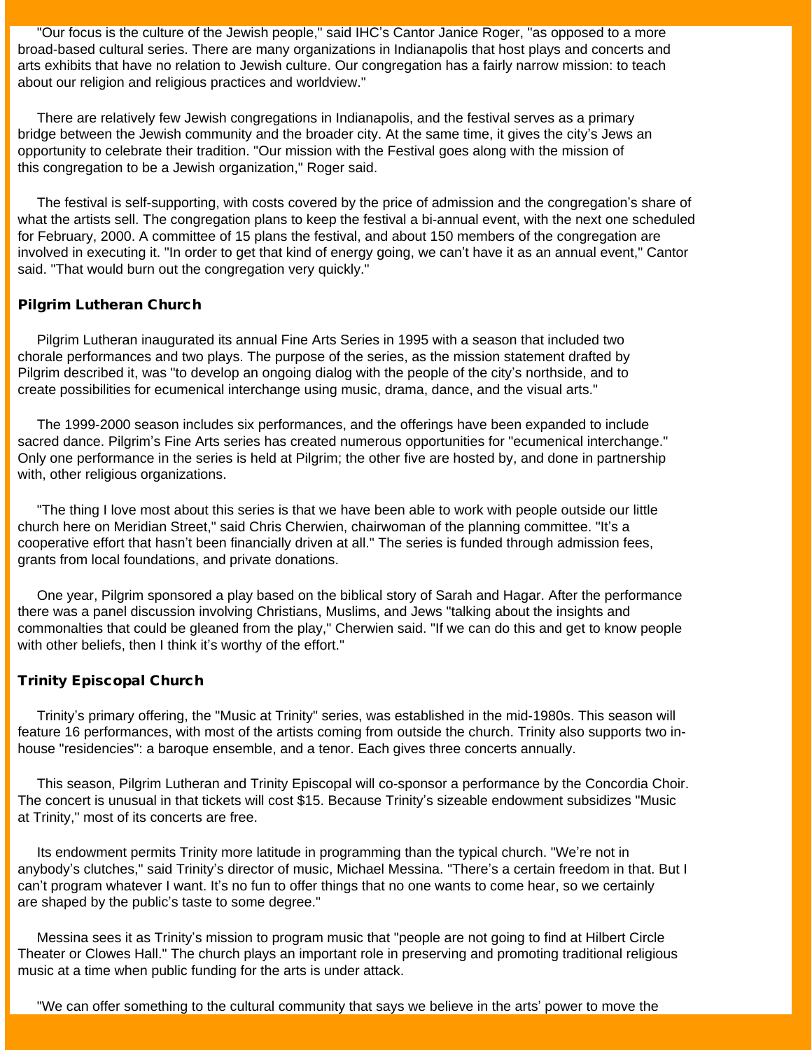"Our focus is the culture of the Jewish people," said IHC's Cantor Janice Roger, "as opposed to a more broad-based cultural series. There are many organizations in Indianapolis that host plays and concerts and arts exhibits that have no relation to Jewish culture. Our congregation has a fairly narrow mission: to teach about our religion and religious practices and worldview."

There are relatively few Jewish congregations in Indianapolis, and the festival serves as a primary bridge between the Jewish community and the broader city. At the same time, it gives the city's Jews an opportunity to celebrate their tradition. "Our mission with the Festival goes along with the mission of this congregation to be a Jewish organization," Roger said.

The festival is self-supporting, with costs covered by the price of admission and the congregation's share of what the artists sell. The congregation plans to keep the festival a bi-annual event, with the next one scheduled for February, 2000. A committee of 15 plans the festival, and about 150 members of the congregation are involved in executing it. "In order to get that kind of energy going, we can't have it as an annual event," Cantor said. "That would burn out the congregation very quickly."

### Pilgrim Lutheran Church

Pilgrim Lutheran inaugurated its annual Fine Arts Series in 1995 with a season that included two chorale performances and two plays. The purpose of the series, as the mission statement drafted by Pilgrim described it, was "to develop an ongoing dialog with the people of the city's northside, and to create possibilities for ecumenical interchange using music, drama, dance, and the visual arts."

The 1999-2000 season includes six performances, and the offerings have been expanded to include sacred dance. Pilgrim's Fine Arts series has created numerous opportunities for "ecumenical interchange." Only one performance in the series is held at Pilgrim; the other five are hosted by, and done in partnership with, other religious organizations.

"The thing I love most about this series is that we have been able to work with people outside our little church here on Meridian Street," said Chris Cherwien, chairwoman of the planning committee. "It's a cooperative effort that hasn't been financially driven at all." The series is funded through admission fees, grants from local foundations, and private donations.

One year, Pilgrim sponsored a play based on the biblical story of Sarah and Hagar. After the performance there was a panel discussion involving Christians, Muslims, and Jews "talking about the insights and commonalties that could be gleaned from the play," Cherwien said. "If we can do this and get to know people with other beliefs, then I think it's worthy of the effort."

### Trinity Episcopal Church

Trinity's primary offering, the "Music at Trinity" series, was established in the mid-1980s. This season will feature 16 performances, with most of the artists coming from outside the church. Trinity also supports two in-house "residencies": a baroque ensemble, and a tenor. Each gives three concerts annually.

This season, Pilgrim Lutheran and Trinity Episcopal will co-sponsor a performance by the Concordia Choir. The concert is unusual in that tickets will cost $15. Because Trinity's sizeable endowment subsidizes "Music at Trinity," most of its concerts are free.

Its endowment permits Trinity more latitude in programming than the typical church. "We're not in anybody's clutches," said Trinity's director of music, Michael Messina. "There's a certain freedom in that. But I can't program whatever I want. It's no fun to offer things that no one wants to come hear, so we certainly are shaped by the public's taste to some degree."

Messina sees it as Trinity's mission to program music that "people are not going to find at Hilbert Circle Theater or Clowes Hall." The church plays an important role in preserving and promoting traditional religious music at a time when public funding for the arts is under attack.

"We can offer something to the cultural community that says we believe in the arts' power to move the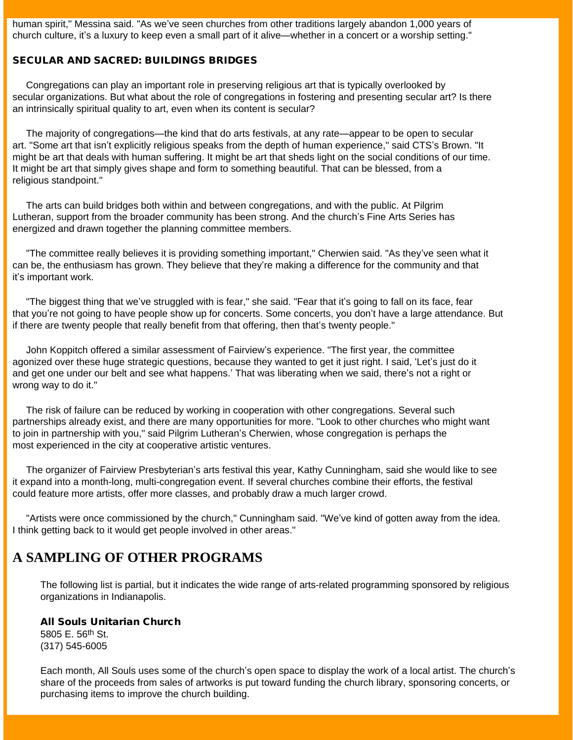human spirit," Messina said. "As we've seen churches from other traditions largely abandon 1,000 years of church culture, it's a luxury to keep even a small part of it alive—whether in a concert or a worship setting."

### SECULAR AND SACRED: BUILDINGS BRIDGES

Congregations can play an important role in preserving religious art that is typically overlooked by secular organizations. But what about the role of congregations in fostering and presenting secular art? Is there an intrinsically spiritual quality to art, even when its content is secular?

The majority of congregations—the kind that do arts festivals, at any rate—appear to be open to secular art. "Some art that isn't explicitly religious speaks from the depth of human experience," said CTS's Brown. "It might be art that deals with human suffering. It might be art that sheds light on the social conditions of our time. It might be art that simply gives shape and form to something beautiful. That can be blessed, from a religious standpoint."

The arts can build bridges both within and between congregations, and with the public. At Pilgrim Lutheran, support from the broader community has been strong. And the church's Fine Arts Series has energized and drawn together the planning committee members.

"The committee really believes it is providing something important," Cherwien said. "As they've seen what it can be, the enthusiasm has grown. They believe that they're making a difference for the community and that it's important work.

"The biggest thing that we've struggled with is fear," she said. "Fear that it's going to fall on its face, fear that you're not going to have people show up for concerts. Some concerts, you don't have a large attendance. But if there are twenty people that really benefit from that offering, then that's twenty people."

John Koppitch offered a similar assessment of Fairview's experience. "The first year, the committee agonized over these huge strategic questions, because they wanted to get it just right. I said, 'Let's just do it and get one under our belt and see what happens.' That was liberating when we said, there's not a right or wrong way to do it."

The risk of failure can be reduced by working in cooperation with other congregations. Several such partnerships already exist, and there are many opportunities for more. "Look to other churches who might want to join in partnership with you," said Pilgrim Lutheran's Cherwien, whose congregation is perhaps the most experienced in the city at cooperative artistic ventures.

The organizer of Fairview Presbyterian's arts festival this year, Kathy Cunningham, said she would like to see it expand into a month-long, multi-congregation event. If several churches combine their efforts, the festival could feature more artists, offer more classes, and probably draw a much larger crowd.

"Artists were once commissioned by the church," Cunningham said. "We've kind of gotten away from the idea. I think getting back to it would get people involved in other areas."

## A SAMPLING OF OTHER PROGRAMS

The following list is partial, but it indicates the wide range of arts-related programming sponsored by religious organizations in Indianapolis.

**All Souls Unitarian Church**
5805 E. 56th St.
(317) 545-6005

Each month, All Souls uses some of the church's open space to display the work of a local artist. The church's share of the proceeds from sales of artworks is put toward funding the church library, sponsoring concerts, or purchasing items to improve the church building.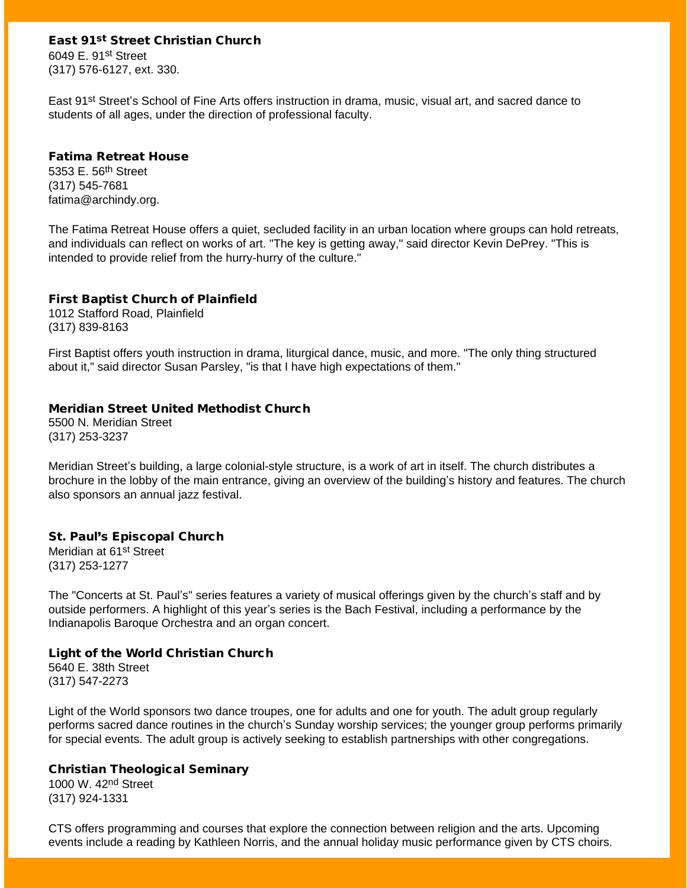### East 91st Street Christian Church

6049 E. 91st Street
(317) 576-6127, ext. 330.

East 91st Street's School of Fine Arts offers instruction in drama, music, visual art, and sacred dance to students of all ages, under the direction of professional faculty.

### Fatima Retreat House

5353 E. 56th Street
(317) 545-7681
fatima@archindy.org.

The Fatima Retreat House offers a quiet, secluded facility in an urban location where groups can hold retreats, and individuals can reflect on works of art. "The key is getting away," said director Kevin DePrey. "This is intended to provide relief from the hurry-hurry of the culture."

### First Baptist Church of Plainfield

1012 Stafford Road, Plainfield
(317) 839-8163

First Baptist offers youth instruction in drama, liturgical dance, music, and more. "The only thing structured about it," said director Susan Parsley, "is that I have high expectations of them."

### Meridian Street United Methodist Church

5500 N. Meridian Street
(317) 253-3237

Meridian Street's building, a large colonial-style structure, is a work of art in itself. The church distributes a brochure in the lobby of the main entrance, giving an overview of the building's history and features. The church also sponsors an annual jazz festival.

### St. Paul's Episcopal Church

Meridian at 61st Street
(317) 253-1277

The "Concerts at St. Paul's" series features a variety of musical offerings given by the church's staff and by outside performers. A highlight of this year's series is the Bach Festival, including a performance by the Indianapolis Baroque Orchestra and an organ concert.

### Light of the World Christian Church

5640 E. 38th Street
(317) 547-2273

Light of the World sponsors two dance troupes, one for adults and one for youth. The adult group regularly performs sacred dance routines in the church's Sunday worship services; the younger group performs primarily for special events. The adult group is actively seeking to establish partnerships with other congregations.

### Christian Theological Seminary

1000 W. 42nd Street
(317) 924-1331

CTS offers programming and courses that explore the connection between religion and the arts. Upcoming events include a reading by Kathleen Norris, and the annual holiday music performance given by CTS choirs.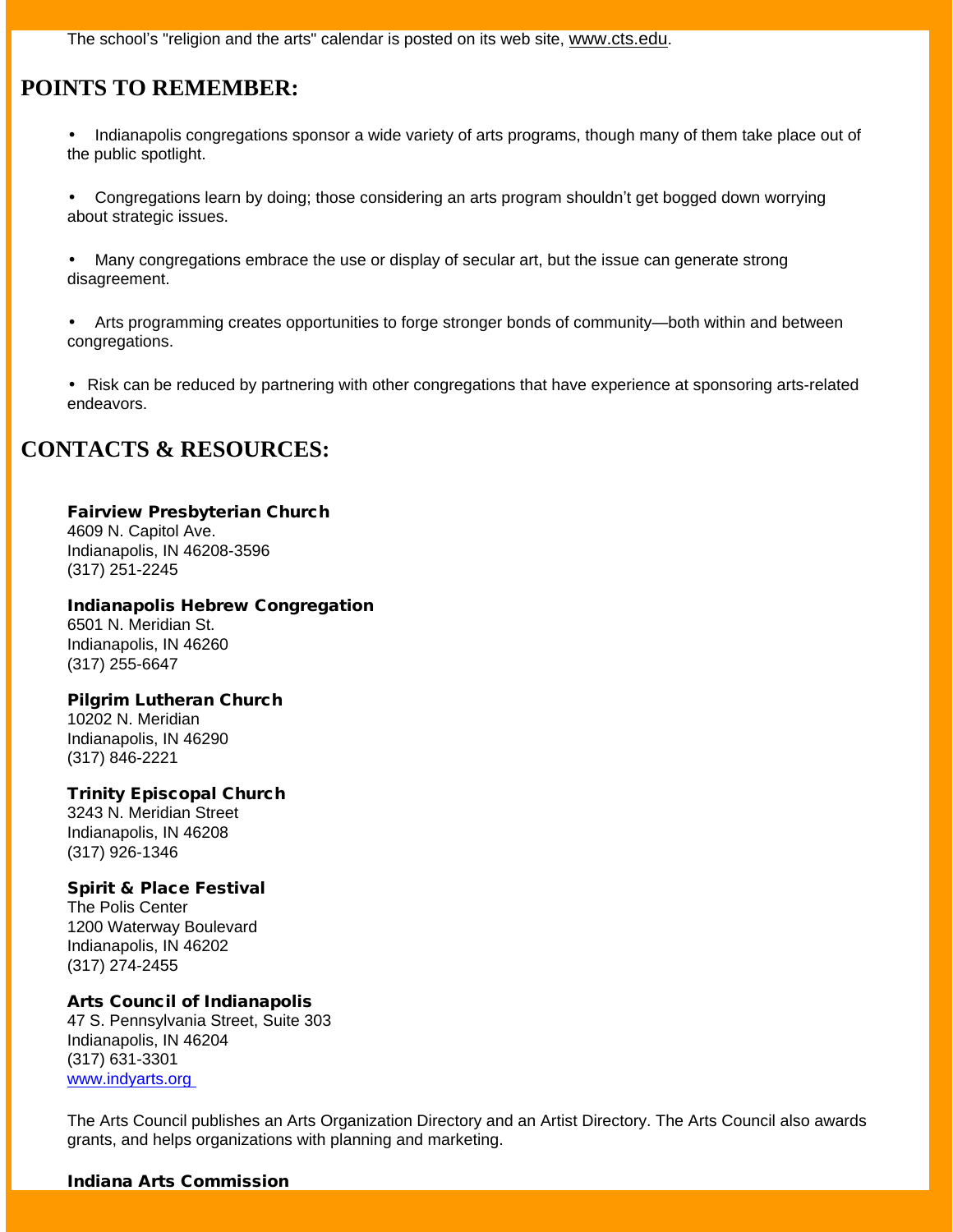The school's "religion and the arts" calendar is posted on its web site, www.cts.edu.

## POINTS TO REMEMBER:

- Indianapolis congregations sponsor a wide variety of arts programs, though many of them take place out of the public spotlight.
- Congregations learn by doing; those considering an arts program shouldn't get bogged down worrying about strategic issues.
- Many congregations embrace the use or display of secular art, but the issue can generate strong disagreement.
- Arts programming creates opportunities to forge stronger bonds of community—both within and between congregations.
- Risk can be reduced by partnering with other congregations that have experience at sponsoring arts-related endeavors.

## CONTACTS & RESOURCES:

**Fairview Presbyterian Church**
4609 N. Capitol Ave.
Indianapolis, IN 46208-3596
(317) 251-2245

**Indianapolis Hebrew Congregation**
6501 N. Meridian St.
Indianapolis, IN 46260
(317) 255-6647

**Pilgrim Lutheran Church**
10202 N. Meridian
Indianapolis, IN 46290
(317) 846-2221

**Trinity Episcopal Church**
3243 N. Meridian Street
Indianapolis, IN 46208
(317) 926-1346

**Spirit & Place Festival**
The Polis Center
1200 Waterway Boulevard
Indianapolis, IN 46202
(317) 274-2455

**Arts Council of Indianapolis**
47 S. Pennsylvania Street, Suite 303
Indianapolis, IN 46204
(317) 631-3301
www.indyarts.org

The Arts Council publishes an Arts Organization Directory and an Artist Directory. The Arts Council also awards grants, and helps organizations with planning and marketing.

**Indiana Arts Commission**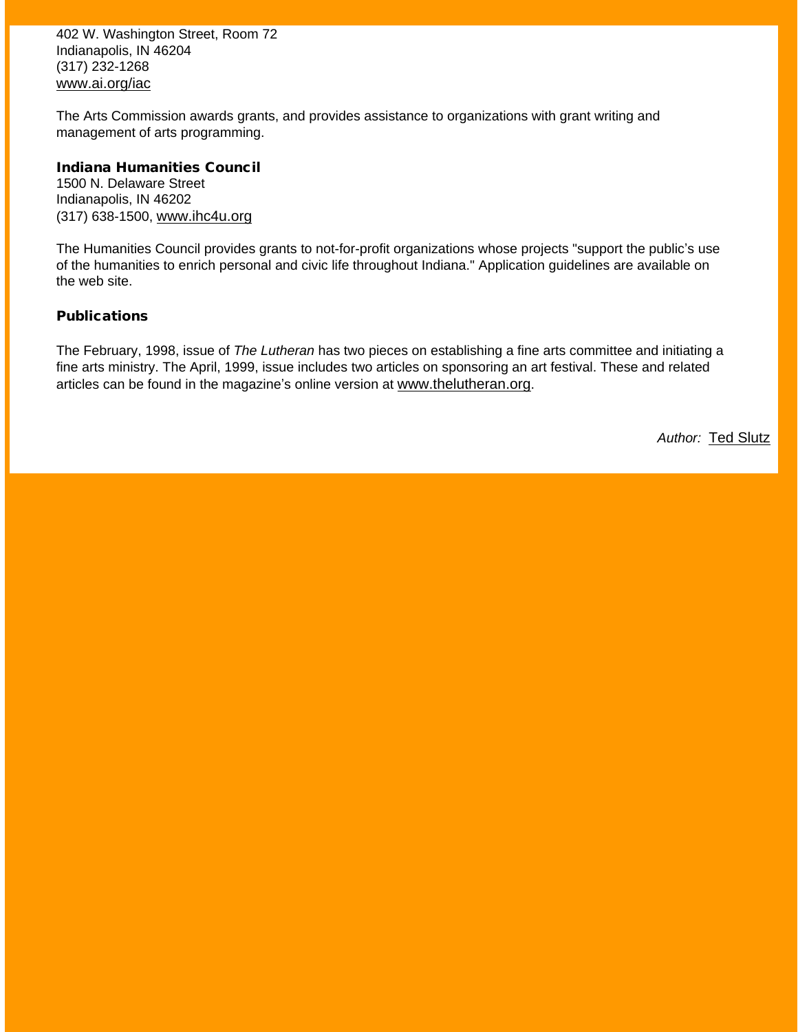402 W. Washington Street, Room 72
Indianapolis, IN 46204
(317) 232-1268
www.ai.org/iac

The Arts Commission awards grants, and provides assistance to organizations with grant writing and management of arts programming.

**Indiana Humanities Council**
1500 N. Delaware Street
Indianapolis, IN 46202
(317) 638-1500, www.ihc4u.org

The Humanities Council provides grants to not-for-profit organizations whose projects "support the public's use of the humanities to enrich personal and civic life throughout Indiana." Application guidelines are available on the web site.

### Publications

The February, 1998, issue of *The Lutheran* has two pieces on establishing a fine arts committee and initiating a fine arts ministry. The April, 1999, issue includes two articles on sponsoring an art festival. These and related articles can be found in the magazine's online version at www.thelutheran.org.

*Author:* Ted Slutz